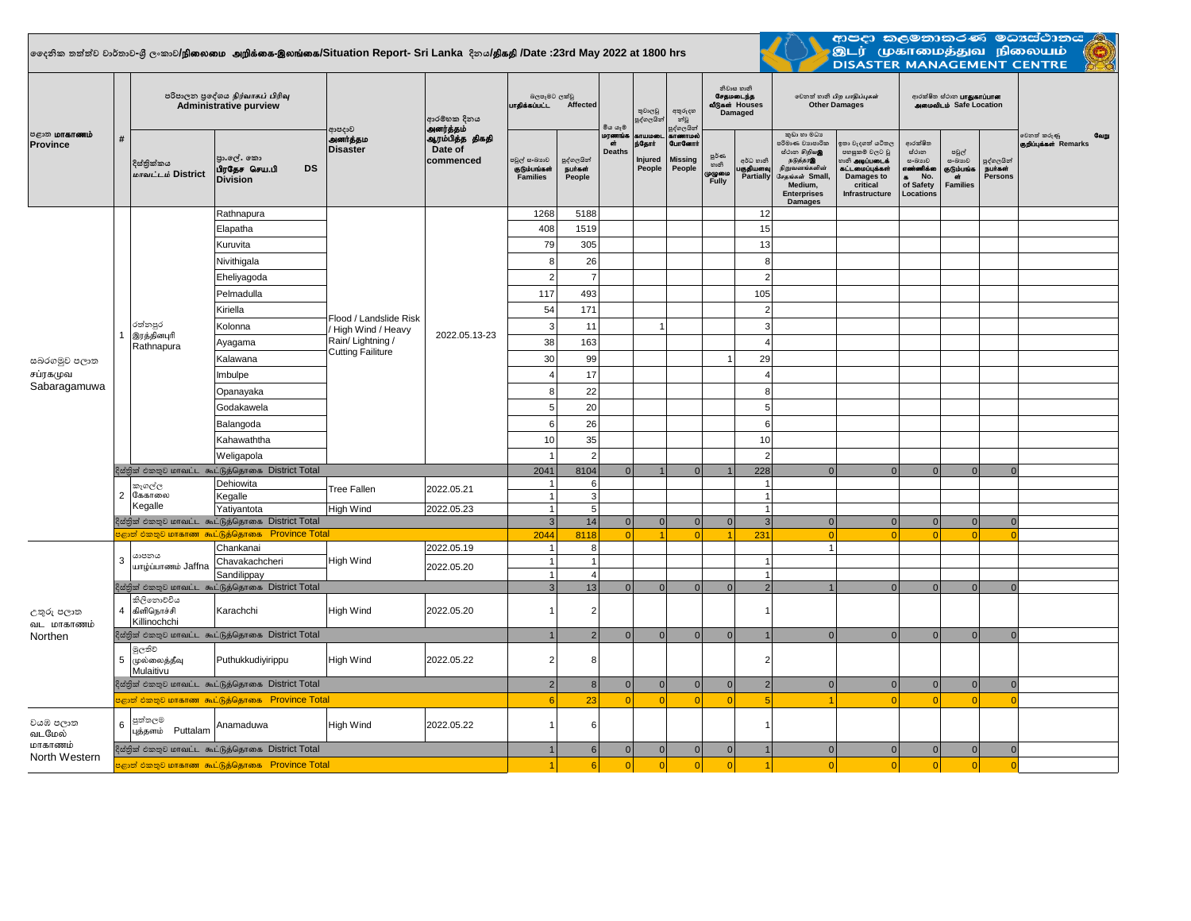දෛනික තත්ත්ව වාර්තාව-ශ්‍රී ලංකාව/**நிலைமை அறிக்கை-இலங்கை/Situation Report- Sri Lanka** දිනය/**திகதி /Date :23rd May 2022 at 1800 hrs**

ආපදා කළමනාකරණ මධ්‍යස්ථානය
இடர் முகாமைத்துவ நிலையம்
DISASTER MANAGEMENT CENTRE

| පළාත **மாகாணம் Province** | # | දිස්ත්‍රික්කය **மாவட்டம் District** | ප්‍රා.ලේ. කො **பிரதேச செய.பி DS Division** | ආපදාව **அனர்த்தம Disaster** | ආරම්භක දිනය **அனர்த்தம் ஆரம்பித்த திகதி Date of commenced** | බලපෑමට ලක්වූ **பாதிக்கப்பட்ட Affected** පවුල් සංඛ්‍යාව **குடும்பங்கள் Families** | පුද්ගලයින් **நபர்கள் People** | මිය යෑම **மரணங்கள் Deaths** | තුවාලවූ පුද්ගලයින් **காயமடைந்தோர் Injured People** | අතුරුදහන් වූ පුද්ගලයින් **காணாமல் போனோர் Missing People** | නිවාස හානි **சேதமடைந்த வீடுகள் Houses Damaged** පූර්ණ හානි **முழுமை Fully** | අර්ධ හානි **பகுதியளவு Partially** | වෙනත් හානි **பிற பாதிப்புகள் Other Damages** කුඩා හා මධ්‍ය පරිමාණ ව්‍යාපාරික ස්ථාන **Small, Medium, Enterprises Damages** | ඉතා වැදගත් යටිතල පහසුකම් **Damages to critical Infrastructure** | ආරක්ෂිත ස්ථාන **பாதுகாப்பான அமைவிடம் Safe Location** ආරක්ෂිත ස්ථාන සංඛ්‍යාව **No. of Safety Locations** | පවුල් සංඛ්‍යාව **குடும்பங்கள் Families** | පුද්ගලයින් **நபர்கள் Persons** | වෙනත් කරුණු **வேறு குறிப்புக்கள் Remarks** |
|---|---|---|---|---|---|---|---|---|---|---|---|---|---|---|---|---|---|---|
| සබරගමුව පළාත சப்ரகமுவ Sabaragamuwa | 1 | රත්නපුර இரத்தினபுரி Rathnapura | Rathnapura | Flood / Landslide Risk / High Wind / Heavy Rain/ Lightning / Cutting Failiture | 2022.05.13-23 | 1268 | 5188 | | | | | 12 | | | | | | |
| | | | Elapatha | | | 408 | 1519 | | | | | 15 | | | | | | |
| | | | Kuruvita | | | 79 | 305 | | | | | 13 | | | | | | |
| | | | Nivithigala | | | 8 | 26 | | | | | 8 | | | | | | |
| | | | Eheliyagoda | | | 2 | 7 | | | | | 2 | | | | | | |
| | | | Pelmadulla | | | 117 | 493 | | | | | 105 | | | | | | |
| | | | Kiriella | | | 54 | 171 | | | | | 2 | | | | | | |
| | | | Kolonna | | | 3 | 11 | | 1 | | | 3 | | | | | | |
| | | | Ayagama | | | 38 | 163 | | | | | 4 | | | | | | |
| | | | Kalawana | | | 30 | 99 | | | | 1 | 29 | | | | | | |
| | | | Imbulpe | | | 4 | 17 | | | | | 4 | | | | | | |
| | | | Opanayaka | | | 8 | 22 | | | | | 8 | | | | | | |
| | | | Godakawela | | | 5 | 20 | | | | | 5 | | | | | | |
| | | | Balangoda | | | 6 | 26 | | | | | 6 | | | | | | |
| | | | Kahawaththa | | | 10 | 35 | | | | | 10 | | | | | | |
| | | | Weligapola | | | 1 | 2 | | | | | 2 | | | | | | |
| | | දිස්ත්‍රික් එකතුව மாவட்ட கூட்டுத்தொகை District Total | | | | 2041 | 8104 | 0 | 1 | 0 | 1 | 228 | 0 | 0 | 0 | 0 | 0 | |
| | 2 | කෑගල්ල கேகாலை Kegalle | Dehiowita | Tree Fallen | 2022.05.21 | 1 | 6 | | | | | 1 | | | | | | |
| | | | Kegalle | | | 1 | 3 | | | | | 1 | | | | | | |
| | | | Yatiyantota | High Wind | 2022.05.23 | 1 | 5 | | | | | 1 | | | | | | |
| | | දිස්ත්‍රික් එකතුව மாவட்ட கூட்டுத்தொகை District Total | | | | 3 | 14 | 0 | 0 | 0 | 0 | 3 | 0 | 0 | 0 | 0 | 0 | |
| | | පළාත් එකතුව மாகாண கூட்டுத்தொகை Province Total | | | | 2044 | 8118 | 0 | 1 | 0 | 1 | 231 | 0 | 0 | 0 | 0 | 0 | |
| උතුරු පළාත வட மாகாணம் Northen | 3 | යාපනය யாழ்ப்பாணம் Jaffna | Chankanai | High Wind | 2022.05.19 | 1 | 8 | | | | | | 1 | | | | | |
| | | | Chavakachcheri | | 2022.05.20 | 1 | 1 | | | | | 1 | | | | | | |
| | | | Sandilippay | | | 1 | 4 | | | | | 1 | | | | | | |
| | | දිස්ත්‍රික් එකතුව மாவட்ட கூட்டுத்தொகை District Total | | | | 3 | 13 | 0 | 0 | 0 | 0 | 2 | 1 | 0 | 0 | 0 | 0 | |
| | 4 | කිලිනොච්චිය கிளிநொச்சி Killinochchi | Karachchi | High Wind | 2022.05.20 | 1 | 2 | | | | | 1 | | | | | | |
| | | දිස්ත්‍රික් එකතුව மாவட்ட கூட்டுத்தொகை District Total | | | | 1 | 2 | 0 | 0 | 0 | 0 | 1 | 0 | 0 | 0 | 0 | 0 | |
| | 5 | මුලතිව් முல்லைத்தீவு Mulaitivu | Puthukkudiyirippu | High Wind | 2022.05.22 | 2 | 8 | | | | | 2 | | | | | | |
| | | දිස්ත්‍රික් එකතුව மாவட்ட கூட்டுத்தொகை District Total | | | | 2 | 8 | 0 | 0 | 0 | 0 | 2 | 0 | 0 | 0 | 0 | 0 | |
| | | පළාත් එකතුව மாகாண கூட்டுத்தொகை Province Total | | | | 6 | 23 | 0 | 0 | 0 | 0 | 5 | 1 | 0 | 0 | 0 | 0 | |
| වයඹ පළාත வடமேல் மாகாணம் North Western | 6 | පුත්තලම புத்தளம் Puttalam | Anamaduwa | High Wind | 2022.05.22 | 1 | 6 | | | | | 1 | | | | | | |
| | | දිස්ත්‍රික් එකතුව மாவட்ட கூட்டுத்தொகை District Total | | | | 1 | 6 | 0 | 0 | 0 | 0 | 1 | 0 | 0 | 0 | 0 | 0 | |
| | | පළාත් එකතුව மாகாண கூட்டுத்தொகை Province Total | | | | 1 | 6 | 0 | 0 | 0 | 0 | 1 | 0 | 0 | 0 | 0 | 0 | |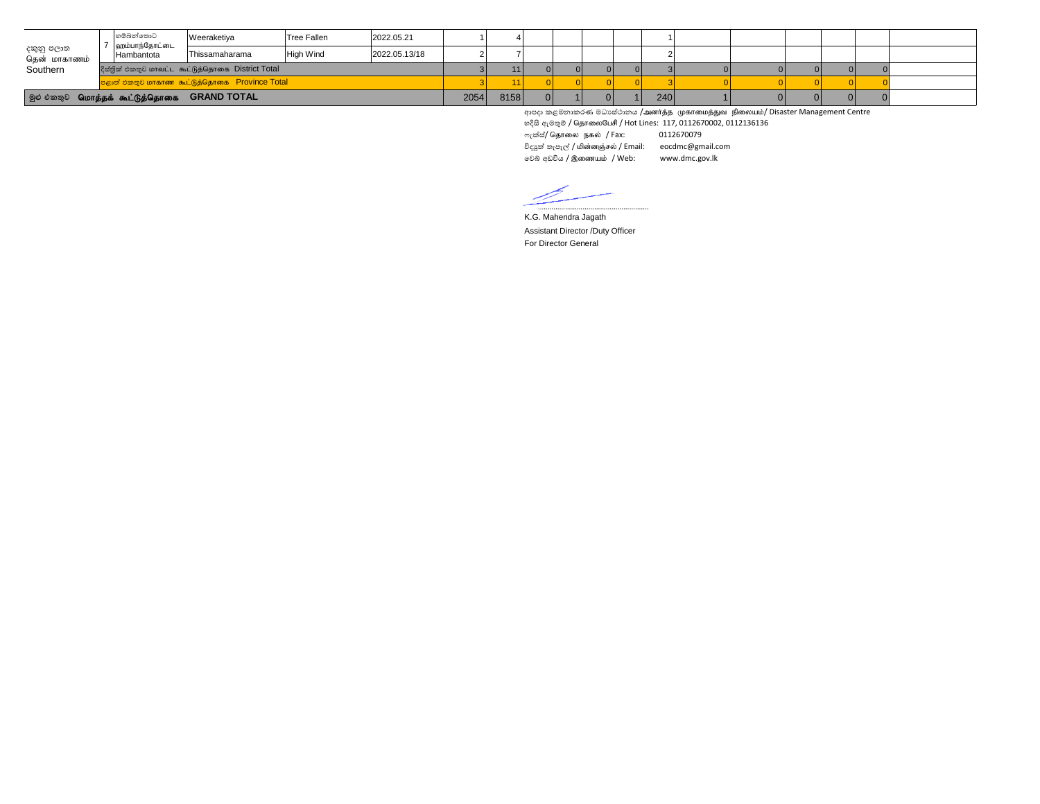| | | | | | | | | | | | | | | | | | | |
|---|---|---|---|---|---|---|---|---|---|---|---|---|---|---|---|---|---|---|
| දකුණු පලාත தென் மாகாணம் Southern | 7 | හම්බන්තොට ஹம்பாந்தோட்டை Hambantota | Weeraketiya | Tree Fallen | 2022.05.21 | 1 | 4 | | | | | 1 | | | | | | |
| | | | Thissamaharama | High Wind | 2022.05.13/18 | 2 | 7 | | | | | 2 | | | | | | |
| | | දිස්ත්‍රික් එකතුව மாவட்ட கூட்டுத்தொகை District Total | | | | 3 | 11 | 0 | 0 | 0 | 0 | 3 | 0 | 0 | 0 | 0 | 0 | |
| | | පළාත් එකතුව மாகாண கூட்டுத்தொகை Province Total | | | | 3 | 11 | 0 | 0 | 0 | 0 | 3 | 0 | 0 | 0 | 0 | 0 | |
| **මුළු එකතුව மொத்தக் கூட்டுத்தொகை GRAND TOTAL** | | | | | | 2054 | 8158 | 0 | 1 | 0 | 1 | 240 | 1 | 0 | 0 | 0 | 0 | |

ආපදා කළමනාකරණ මධ්‍යස්ථානය /அனர்த்த முகாமைத்துவ நிலையம்/ Disaster Management Centre
හදිසි ඇමතුම් / தொலைபேசி / Hot Lines: 117, 0112670002, 0112136136
ෆැක්ස්/ தொலை நகல் / Fax: 0112670079
විද්‍යුත් තැපැල් / மின்னஞ்சல் / Email: eocdmc@gmail.com
වෙබ් අඩවිය / இணையம் / Web: www.dmc.gov.lk

.........................................................
K.G. Mahendra Jagath
Assistant Director /Duty Officer
For Director General